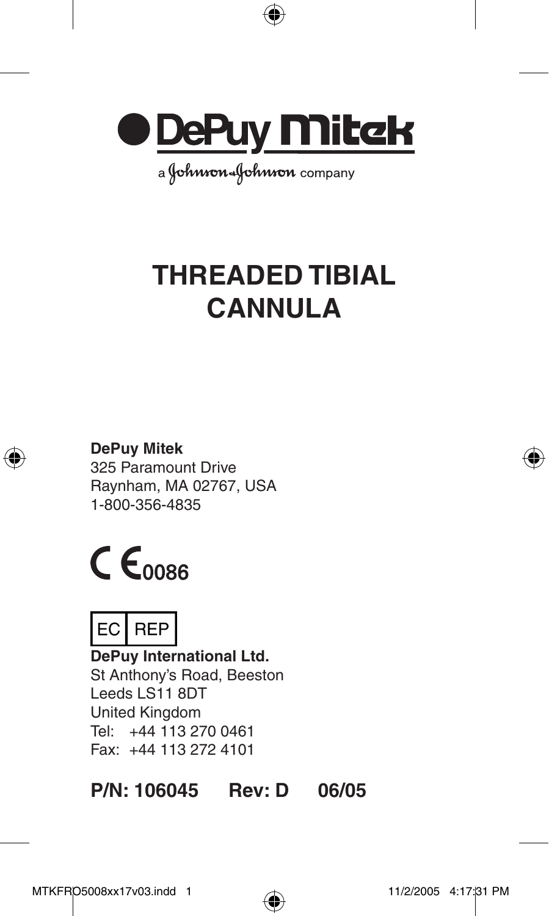DePuy Mitek

a Johnson & Johnson company

# THREADED TIBIAL CANNULA

**DePuy Mitek**
325 Paramount Drive
Raynham, MA 02767, USA
1-800-356-4835

CE 0086

EC REP

**DePuy International Ltd.**
St Anthony's Road, Beeston
Leeds LS11 8DT
United Kingdom
Tel: +44 113 270 0461
Fax: +44 113 272 4101

**P/N: 106045 Rev: D 06/05**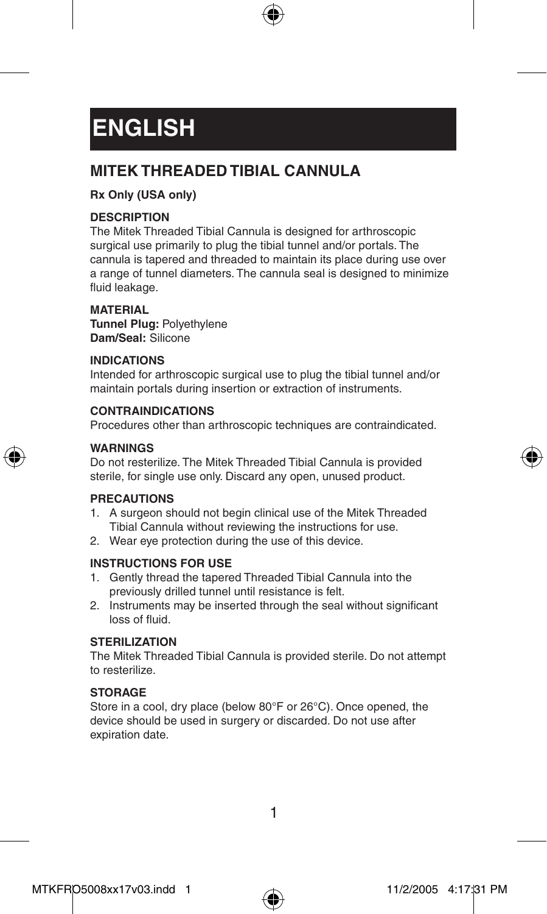# ENGLISH

## MITEK THREADED TIBIAL CANNULA

**Rx Only (USA only)**

**DESCRIPTION**

The Mitek Threaded Tibial Cannula is designed for arthroscopic surgical use primarily to plug the tibial tunnel and/or portals. The cannula is tapered and threaded to maintain its place during use over a range of tunnel diameters. The cannula seal is designed to minimize fluid leakage.

**MATERIAL**

**Tunnel Plug:** Polyethylene
**Dam/Seal:** Silicone

**INDICATIONS**

Intended for arthroscopic surgical use to plug the tibial tunnel and/or maintain portals during insertion or extraction of instruments.

**CONTRAINDICATIONS**

Procedures other than arthroscopic techniques are contraindicated.

**WARNINGS**

Do not resterilize. The Mitek Threaded Tibial Cannula is provided sterile, for single use only. Discard any open, unused product.

**PRECAUTIONS**

1. A surgeon should not begin clinical use of the Mitek Threaded Tibial Cannula without reviewing the instructions for use.
2. Wear eye protection during the use of this device.

**INSTRUCTIONS FOR USE**

1. Gently thread the tapered Threaded Tibial Cannula into the previously drilled tunnel until resistance is felt.
2. Instruments may be inserted through the seal without significant loss of fluid.

**STERILIZATION**

The Mitek Threaded Tibial Cannula is provided sterile. Do not attempt to resterilize.

**STORAGE**

Store in a cool, dry place (below 80°F or 26°C). Once opened, the device should be used in surgery or discarded. Do not use after expiration date.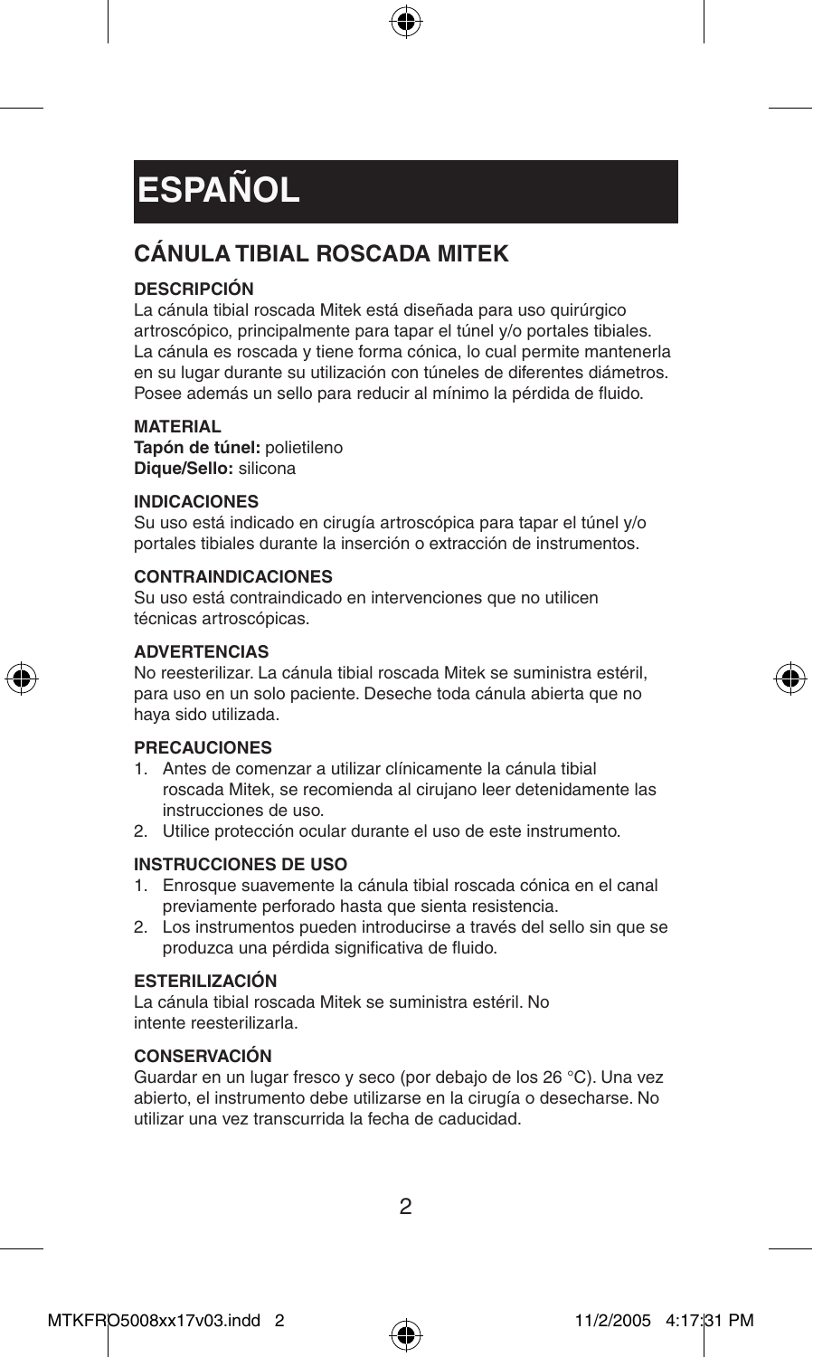# ESPAÑOL

## CÁNULA TIBIAL ROSCADA MITEK

### DESCRIPCIÓN

La cánula tibial roscada Mitek está diseñada para uso quirúrgico artroscópico, principalmente para tapar el túnel y/o portales tibiales. La cánula es roscada y tiene forma cónica, lo cual permite mantenerla en su lugar durante su utilización con túneles de diferentes diámetros. Posee además un sello para reducir al mínimo la pérdida de fluido.

### MATERIAL

**Tapón de túnel:** polietileno
**Dique/Sello:** silicona

### INDICACIONES

Su uso está indicado en cirugía artroscópica para tapar el túnel y/o portales tibiales durante la inserción o extracción de instrumentos.

### CONTRAINDICACIONES

Su uso está contraindicado en intervenciones que no utilicen técnicas artroscópicas.

### ADVERTENCIAS

No reesterilizar. La cánula tibial roscada Mitek se suministra estéril, para uso en un solo paciente. Deseche toda cánula abierta que no haya sido utilizada.

### PRECAUCIONES

1. Antes de comenzar a utilizar clínicamente la cánula tibial roscada Mitek, se recomienda al cirujano leer detenidamente las instrucciones de uso.
2. Utilice protección ocular durante el uso de este instrumento.

### INSTRUCCIONES DE USO

1. Enrosque suavemente la cánula tibial roscada cónica en el canal previamente perforado hasta que sienta resistencia.
2. Los instrumentos pueden introducirse a través del sello sin que se produzca una pérdida significativa de fluido.

### ESTERILIZACIÓN

La cánula tibial roscada Mitek se suministra estéril. No intente reesterilizarla.

### CONSERVACIÓN

Guardar en un lugar fresco y seco (por debajo de los 26 °C). Una vez abierto, el instrumento debe utilizarse en la cirugía o desecharse. No utilizar una vez transcurrida la fecha de caducidad.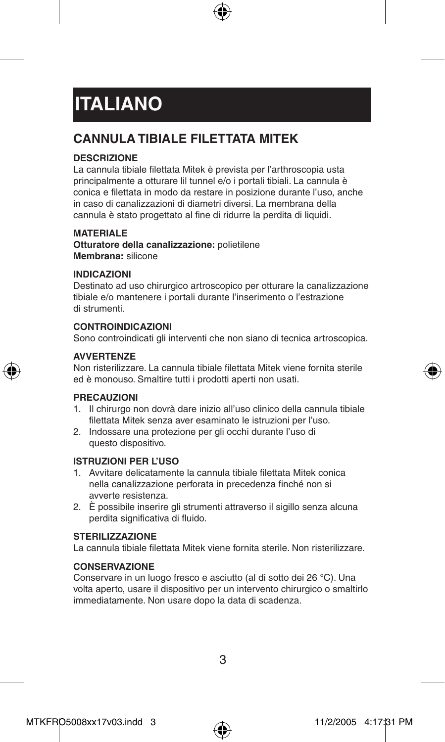# ITALIANO

## CANNULA TIBIALE FILETTATA MITEK

### DESCRIZIONE

La cannula tibiale filettata Mitek è prevista per l'arthroscopia usta principalmente a otturare lil tunnel e/o i portali tibiali. La cannula è conica e filettata in modo da restare in posizione durante l'uso, anche in caso di canalizzazioni di diametri diversi. La membrana della cannula è stato progettato al fine di ridurre la perdita di liquidi.

### MATERIALE

**Otturatore della canalizzazione:** polietilene
**Membrana:** silicone

### INDICAZIONI

Destinato ad uso chirurgico artroscopico per otturare la canalizzazione tibiale e/o mantenere i portali durante l'inserimento o l'estrazione di strumenti.

### CONTROINDICAZIONI

Sono controindicati gli interventi che non siano di tecnica artroscopica.

### AVVERTENZE

Non risterilizzare. La cannula tibiale filettata Mitek viene fornita sterile ed è monouso. Smaltire tutti i prodotti aperti non usati.

### PRECAUZIONI

1. Il chirurgo non dovrà dare inizio all'uso clinico della cannula tibiale filettata Mitek senza aver esaminato le istruzioni per l'uso.
2. Indossare una protezione per gli occhi durante l'uso di questo dispositivo.

### ISTRUZIONI PER L'USO

1. Avvitare delicatamente la cannula tibiale filettata Mitek conica nella canalizzazione perforata in precedenza finché non si avverte resistenza.
2. È possibile inserire gli strumenti attraverso il sigillo senza alcuna perdita significativa di fluido.

### STERILIZZAZIONE

La cannula tibiale filettata Mitek viene fornita sterile. Non risterilizzare.

### CONSERVAZIONE

Conservare in un luogo fresco e asciutto (al di sotto dei 26 °C). Una volta aperto, usare il dispositivo per un intervento chirurgico o smaltirlo immediatamente. Non usare dopo la data di scadenza.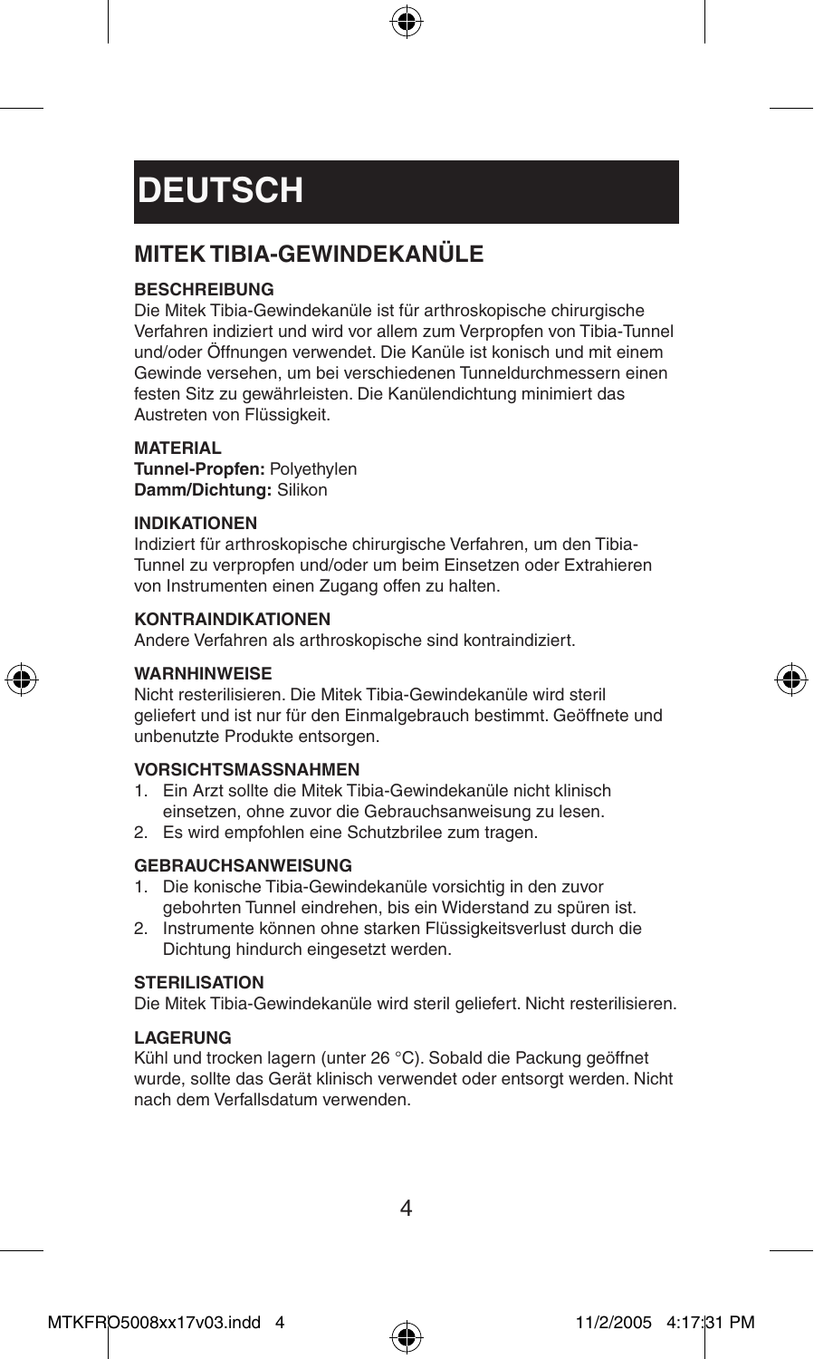# DEUTSCH

## MITEK TIBIA-GEWINDEKANÜLE

### BESCHREIBUNG

Die Mitek Tibia-Gewindekanüle ist für arthroskopische chirurgische Verfahren indiziert und wird vor allem zum Verpropfen von Tibia-Tunnel und/oder Öffnungen verwendet. Die Kanüle ist konisch und mit einem Gewinde versehen, um bei verschiedenen Tunneldurchmessern einen festen Sitz zu gewährleisten. Die Kanülendichtung minimiert das Austreten von Flüssigkeit.

### MATERIAL

**Tunnel-Propfen:** Polyethylen
**Damm/Dichtung:** Silikon

### INDIKATIONEN

Indiziert für arthroskopische chirurgische Verfahren, um den Tibia-Tunnel zu verpropfen und/oder um beim Einsetzen oder Extrahieren von Instrumenten einen Zugang offen zu halten.

### KONTRAINDIKATIONEN

Andere Verfahren als arthroskopische sind kontraindiziert.

### WARNHINWEISE

Nicht resterilisieren. Die Mitek Tibia-Gewindekanüle wird steril geliefert und ist nur für den Einmalgebrauch bestimmt. Geöffnete und unbenutzte Produkte entsorgen.

### VORSICHTSMASSNAHMEN

1. Ein Arzt sollte die Mitek Tibia-Gewindekanüle nicht klinisch einsetzen, ohne zuvor die Gebrauchsanweisung zu lesen.
2. Es wird empfohlen eine Schutzbrilee zum tragen.

### GEBRAUCHSANWEISUNG

1. Die konische Tibia-Gewindekanüle vorsichtig in den zuvor gebohrten Tunnel eindrehen, bis ein Widerstand zu spüren ist.
2. Instrumente können ohne starken Flüssigkeitsverlust durch die Dichtung hindurch eingesetzt werden.

### STERILISATION

Die Mitek Tibia-Gewindekanüle wird steril geliefert. Nicht resterilisieren.

### LAGERUNG

Kühl und trocken lagern (unter 26 °C). Sobald die Packung geöffnet wurde, sollte das Gerät klinisch verwendet oder entsorgt werden. Nicht nach dem Verfallsdatum verwenden.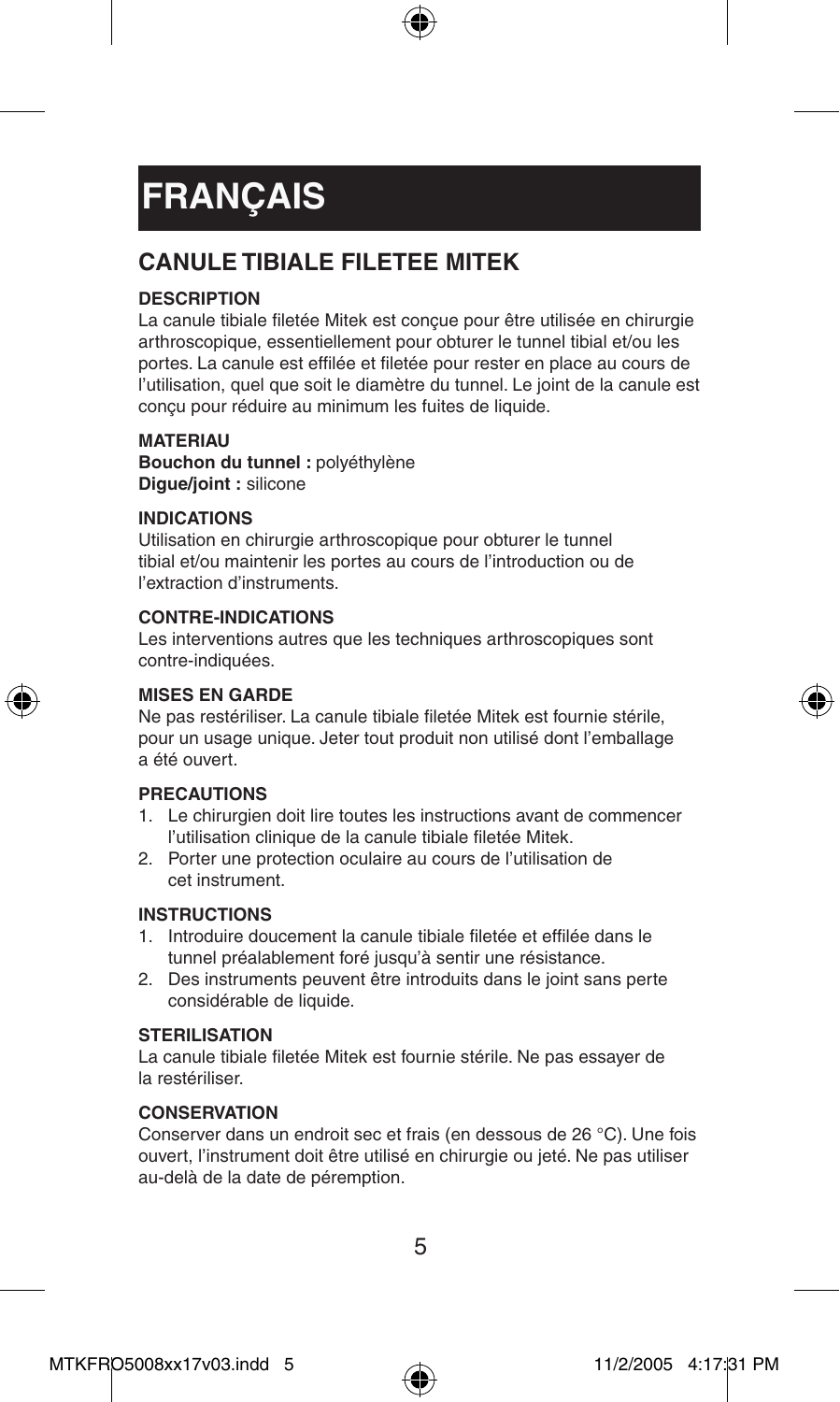# FRANÇAIS

## CANULE TIBIALE FILETEE MITEK

### DESCRIPTION

La canule tibiale filetée Mitek est conçue pour être utilisée en chirurgie arthroscopique, essentiellement pour obturer le tunnel tibial et/ou les portes. La canule est effilée et filetée pour rester en place au cours de l'utilisation, quel que soit le diamètre du tunnel. Le joint de la canule est conçu pour réduire au minimum les fuites de liquide.

### MATERIAU

**Bouchon du tunnel :** polyéthylène
**Digue/joint :** silicone

### INDICATIONS

Utilisation en chirurgie arthroscopique pour obturer le tunnel tibial et/ou maintenir les portes au cours de l'introduction ou de l'extraction d'instruments.

### CONTRE-INDICATIONS

Les interventions autres que les techniques arthroscopiques sont contre-indiquées.

### MISES EN GARDE

Ne pas restériliser. La canule tibiale filetée Mitek est fournie stérile, pour un usage unique. Jeter tout produit non utilisé dont l'emballage a été ouvert.

### PRECAUTIONS

1. Le chirurgien doit lire toutes les instructions avant de commencer l'utilisation clinique de la canule tibiale filetée Mitek.
2. Porter une protection oculaire au cours de l'utilisation de cet instrument.

### INSTRUCTIONS

1. Introduire doucement la canule tibiale filetée et effilée dans le tunnel préalablement foré jusqu'à sentir une résistance.
2. Des instruments peuvent être introduits dans le joint sans perte considérable de liquide.

### STERILISATION

La canule tibiale filetée Mitek est fournie stérile. Ne pas essayer de la restériliser.

### CONSERVATION

Conserver dans un endroit sec et frais (en dessous de 26 °C). Une fois ouvert, l'instrument doit être utilisé en chirurgie ou jeté. Ne pas utiliser au-delà de la date de péremption.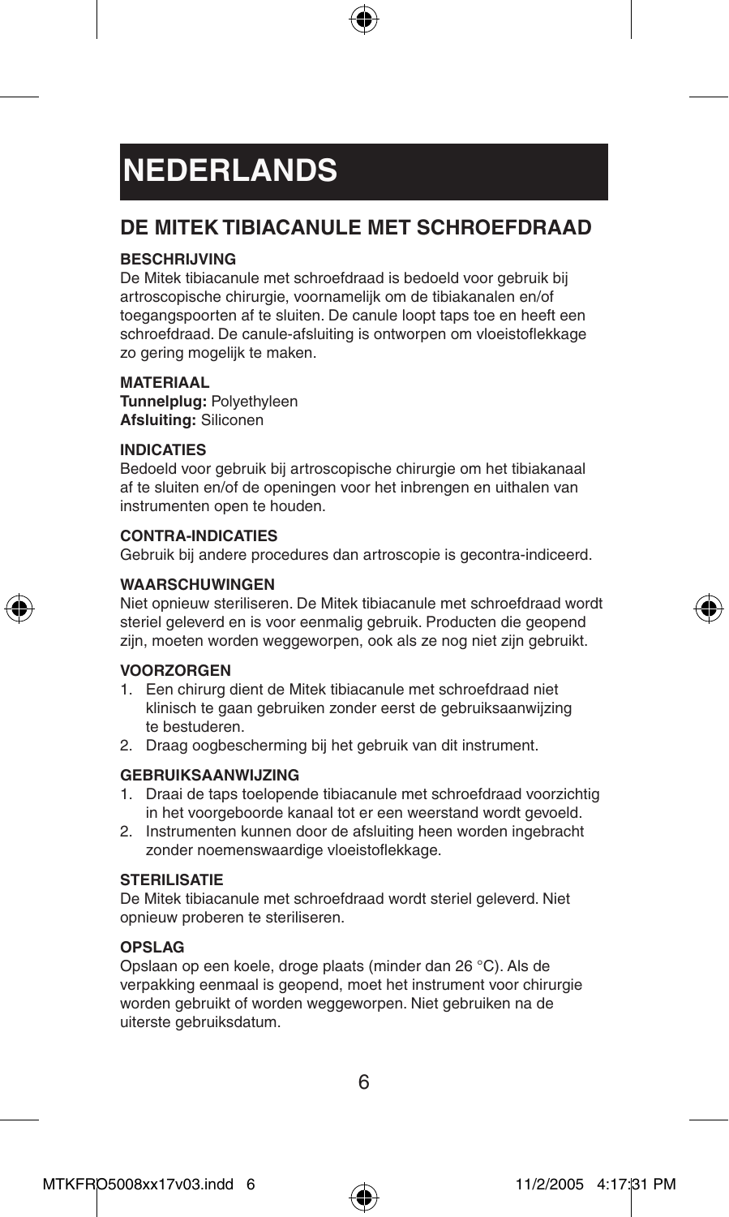# NEDERLANDS

## DE MITEK TIBIACANULE MET SCHROEFDRAAD

### BESCHRIJVING

De Mitek tibiacanule met schroefdraad is bedoeld voor gebruik bij artroscopische chirurgie, voornamelijk om de tibiakanalen en/of toegangspoorten af te sluiten. De canule loopt taps toe en heeft een schroefdraad. De canule-afsluiting is ontworpen om vloeistoflekkage zo gering mogelijk te maken.

### MATERIAAL

**Tunnelplug:** Polyethyleen
**Afsluiting:** Siliconen

### INDICATIES

Bedoeld voor gebruik bij artroscopische chirurgie om het tibiakanaal af te sluiten en/of de openingen voor het inbrengen en uithalen van instrumenten open te houden.

### CONTRA-INDICATIES

Gebruik bij andere procedures dan artroscopie is gecontra-indiceerd.

### WAARSCHUWINGEN

Niet opnieuw steriliseren. De Mitek tibiacanule met schroefdraad wordt steriel geleverd en is voor eenmalig gebruik. Producten die geopend zijn, moeten worden weggeworpen, ook als ze nog niet zijn gebruikt.

### VOORZORGEN

1. Een chirurg dient de Mitek tibiacanule met schroefdraad niet klinisch te gaan gebruiken zonder eerst de gebruiksaanwijzing te bestuderen.
2. Draag oogbescherming bij het gebruik van dit instrument.

### GEBRUIKSAANWIJZING

1. Draai de taps toelopende tibiacanule met schroefdraad voorzichtig in het voorgeboorde kanaal tot er een weerstand wordt gevoeld.
2. Instrumenten kunnen door de afsluiting heen worden ingebracht zonder noemenswaardige vloeistoflekkage.

### STERILISATIE

De Mitek tibiacanule met schroefdraad wordt steriel geleverd. Niet opnieuw proberen te steriliseren.

### OPSLAG

Opslaan op een koele, droge plaats (minder dan 26 °C). Als de verpakking eenmaal is geopend, moet het instrument voor chirurgie worden gebruikt of worden weggeworpen. Niet gebruiken na de uiterste gebruiksdatum.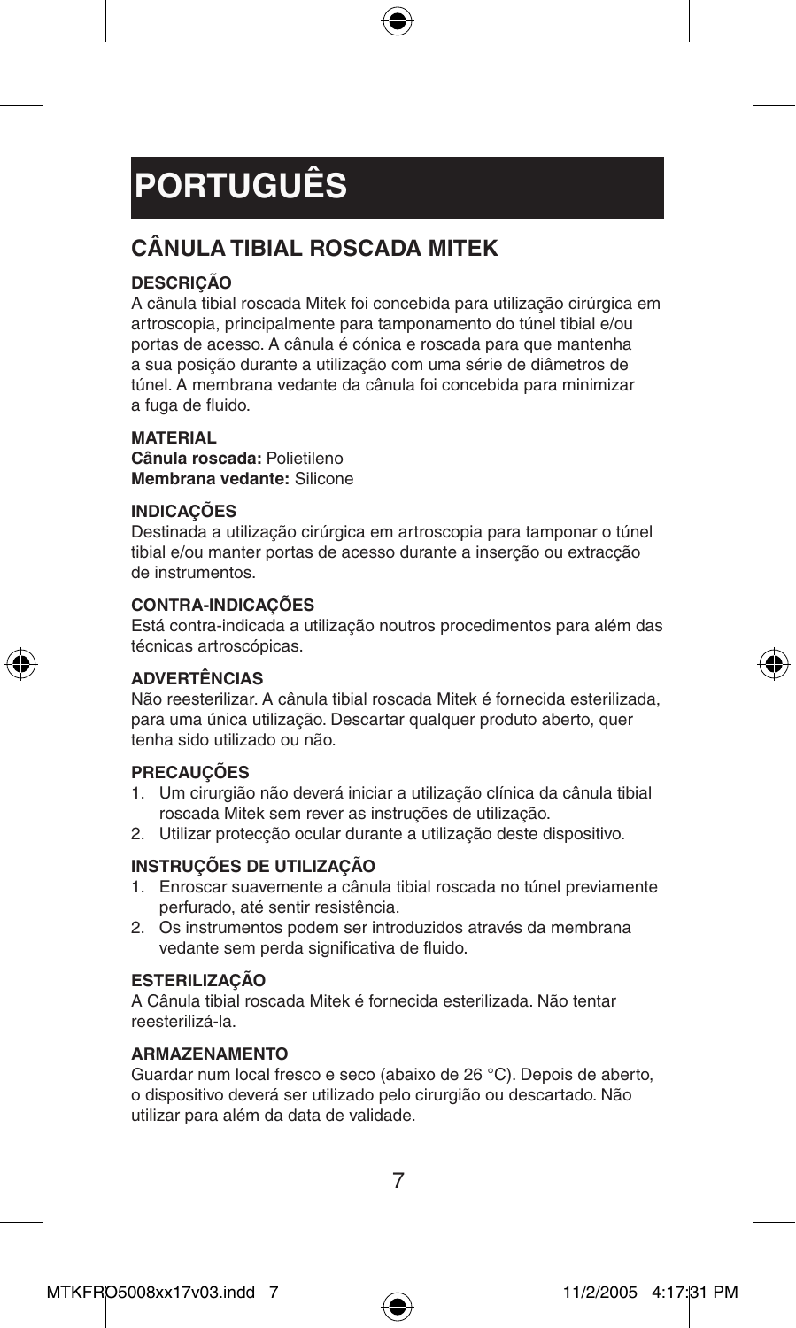# PORTUGUÊS

## CÂNULA TIBIAL ROSCADA MITEK

### DESCRIÇÃO

A cânula tibial roscada Mitek foi concebida para utilização cirúrgica em artroscopia, principalmente para tamponamento do túnel tibial e/ou portas de acesso. A cânula é cónica e roscada para que mantenha a sua posição durante a utilização com uma série de diâmetros de túnel. A membrana vedante da cânula foi concebida para minimizar a fuga de fluido.

### MATERIAL

**Cânula roscada:** Polietileno
**Membrana vedante:** Silicone

### INDICAÇÕES

Destinada a utilização cirúrgica em artroscopia para tamponar o túnel tibial e/ou manter portas de acesso durante a inserção ou extracção de instrumentos.

### CONTRA-INDICAÇÕES

Está contra-indicada a utilização noutros procedimentos para além das técnicas artroscópicas.

### ADVERTÊNCIAS

Não reesterilizar. A cânula tibial roscada Mitek é fornecida esterilizada, para uma única utilização. Descartar qualquer produto aberto, quer tenha sido utilizado ou não.

### PRECAUÇÕES

1. Um cirurgião não deverá iniciar a utilização clínica da cânula tibial roscada Mitek sem rever as instruções de utilização.
2. Utilizar protecção ocular durante a utilização deste dispositivo.

### INSTRUÇÕES DE UTILIZAÇÃO

1. Enroscar suavemente a cânula tibial roscada no túnel previamente perfurado, até sentir resistência.
2. Os instrumentos podem ser introduzidos através da membrana vedante sem perda significativa de fluido.

### ESTERILIZAÇÃO

A Cânula tibial roscada Mitek é fornecida esterilizada. Não tentar reesterilizá-la.

### ARMAZENAMENTO

Guardar num local fresco e seco (abaixo de 26 °C). Depois de aberto, o dispositivo deverá ser utilizado pelo cirurgião ou descartado. Não utilizar para além da data de validade.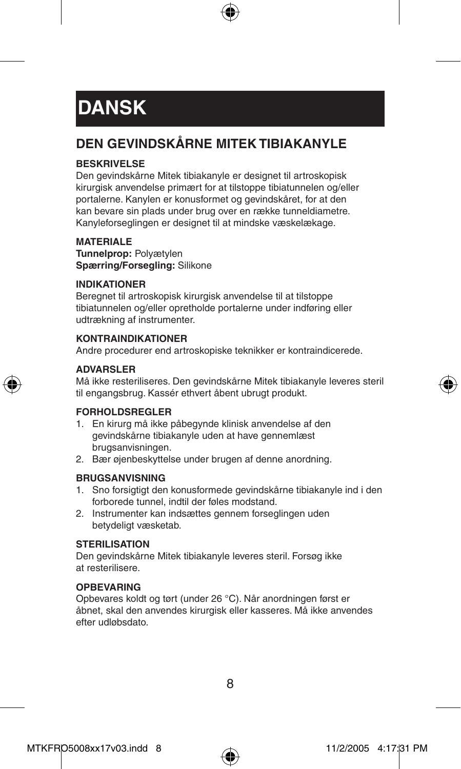# DANSK

## DEN GEVINDSKÅRNE MITEK TIBIAKANYLE

### BESKRIVELSE

Den gevindskårne Mitek tibiakanyle er designet til artroskopisk kirurgisk anvendelse primært for at tilstoppe tibiatunnelen og/eller portalerne. Kanylen er konusformet og gevindskåret, for at den kan bevare sin plads under brug over en række tunneldiametre. Kanyleforseglingen er designet til at mindske væskelækage.

### MATERIALE

**Tunnelprop:** Polyætylen
**Spærring/Forsegling:** Silikone

### INDIKATIONER

Beregnet til artroskopisk kirurgisk anvendelse til at tilstoppe tibiatunnelen og/eller opretholde portalerne under indføring eller udtrækning af instrumenter.

### KONTRAINDIKATIONER

Andre procedurer end artroskopiske teknikker er kontraindicerede.

### ADVARSLER

Må ikke resteriliseres. Den gevindskårne Mitek tibiakanyle leveres steril til engangsbrug. Kassér ethvert åbent ubrugt produkt.

### FORHOLDSREGLER

1. En kirurg må ikke påbegynde klinisk anvendelse af den gevindskårne tibiakanyle uden at have gennemlæst brugsanvisningen.
2. Bær øjenbeskyttelse under brugen af denne anordning.

### BRUGSANVISNING

1. Sno forsigtigt den konusformede gevindskårne tibiakanyle ind i den forborede tunnel, indtil der føles modstand.
2. Instrumenter kan indsættes gennem forseglingen uden betydeligt væsketab.

### STERILISATION

Den gevindskårne Mitek tibiakanyle leveres steril. Forsøg ikke at resterilisere.

### OPBEVARING

Opbevares koldt og tørt (under 26 °C). Når anordningen først er åbnet, skal den anvendes kirurgisk eller kasseres. Må ikke anvendes efter udløbsdato.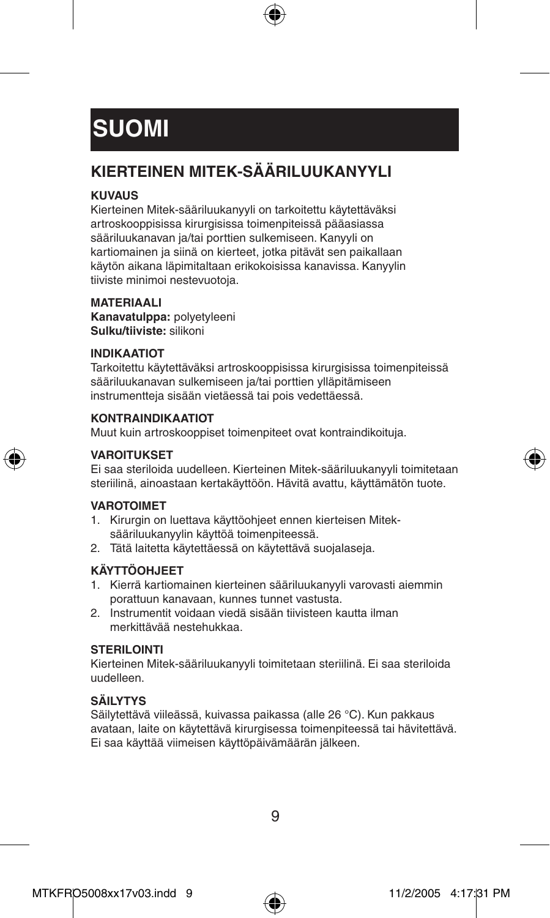# SUOMI

## KIERTEINEN MITEK-SÄÄRILUUKANYYLI

### KUVAUS

Kierteinen Mitek-sääriluukanyyli on tarkoitettu käytettäväksi artroskooppisissa kirurgisissa toimenpiteissä pääasiassa sääriluukanavan ja/tai porttien sulkemiseen. Kanyyli on kartiomainen ja siinä on kierteet, jotka pitävät sen paikallaan käytön aikana läpimitaltaan erikokoisissa kanavissa. Kanyylin tiiviste minimoi nestevuotoja.

### MATERIAALI

**Kanavatulppa:** polyetyleeni
**Sulku/tiiviste:** silikoni

### INDIKAATIOT

Tarkoitettu käytettäväksi artroskooppisissa kirurgisissa toimenpiteissä sääriluukanavan sulkemiseen ja/tai porttien ylläpitämiseen instrumentteja sisään vietäessä tai pois vedettäessä.

### KONTRAINDIKAATIOT

Muut kuin artroskooppiset toimenpiteet ovat kontraindikoituja.

### VAROITUKSET

Ei saa steriloida uudelleen. Kierteinen Mitek-sääriluukanyyli toimitetaan steriilinä, ainoastaan kertakäyttöön. Hävitä avattu, käyttämätön tuote.

### VAROTOIMET

1. Kirurgin on luettava käyttöohjeet ennen kierteisen Mitek-sääriluukanyylin käyttöä toimenpiteessä.
2. Tätä laitetta käytettäessä on käytettävä suojalaseja.

### KÄYTTÖOHJEET

1. Kierrä kartiomainen kierteinen sääriluukanyyli varovasti aiemmin porattuun kanavaan, kunnes tunnet vastusta.
2. Instrumentit voidaan viedä sisään tiivisteen kautta ilman merkittävää nestehukkaa.

### STERILOINTI

Kierteinen Mitek-sääriluukanyyli toimitetaan steriilinä. Ei saa steriloida uudelleen.

### SÄILYTYS

Säilytettävä viileässä, kuivassa paikassa (alle 26 °C). Kun pakkaus avataan, laite on käytettävä kirurgisessa toimenpiteessä tai hävitettävä. Ei saa käyttää viimeisen käyttöpäivämäärän jälkeen.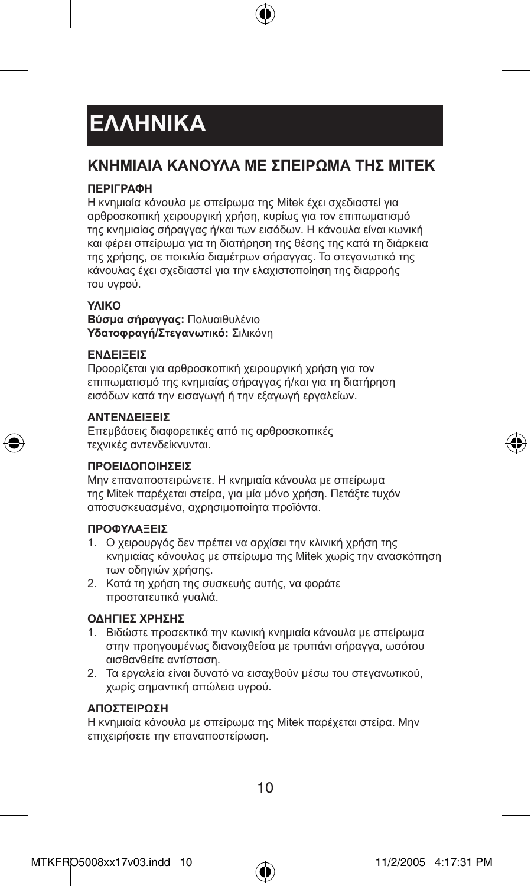# ΕΛΛΗΝΙΚΑ

## ΚΝΗΜΙΑΙΑ ΚΑΝΟΥΛΑ ΜΕ ΣΠΕΙΡΩΜΑ ΤΗΣ MITEK

**ΠΕΡΙΓΡΑΦΗ**

Η κνημιαία κάνουλα με σπείρωμα της Mitek έχει σχεδιαστεί για αρθροσκοπική χειρουργική χρήση, κυρίως για τον επιπωματισμό της κνημιαίας σήραγγας ή/και των εισόδων. Η κάνουλα είναι κωνική και φέρει σπείρωμα για τη διατήρηση της θέσης της κατά τη διάρκεια της χρήσης, σε ποικιλία διαμέτρων σήραγγας. Το στεγανωτικό της κάνουλας έχει σχεδιαστεί για την ελαχιστοποίηση της διαρροής του υγρού.

**ΥΛΙΚΟ**

**Βύσμα σήραγγας:** Πολυαιθυλένιο
**Υδατοφραγή/Στεγανωτικό:** Σιλικόνη

**ΕΝΔΕΙΞΕΙΣ**

Προορίζεται για αρθροσκοπική χειρουργική χρήση για τον επιπωματισμό της κνημιαίας σήραγγας ή/και για τη διατήρηση εισόδων κατά την εισαγωγή ή την εξαγωγή εργαλείων.

**ΑΝΤΕΝΔΕΙΞΕΙΣ**

Επεμβάσεις διαφορετικές από τις αρθροσκοπικές τεχνικές αντενδείκνυνται.

**ΠΡΟΕΙΔΟΠΟΙΗΣΕΙΣ**

Μην επαναποστειρώνετε. Η κνημιαία κάνουλα με σπείρωμα της Mitek παρέχεται στείρα, για μία μόνο χρήση. Πετάξτε τυχόν αποσυσκευασμένα, αχρησιμοποίητα προϊόντα.

**ΠΡΟΦΥΛΑΞΕΙΣ**

1. Ο χειρουργός δεν πρέπει να αρχίσει την κλινική χρήση της κνημιαίας κάνουλας με σπείρωμα της Mitek χωρίς την ανασκόπηση των οδηγιών χρήσης.
2. Κατά τη χρήση της συσκευής αυτής, να φοράτε προστατευτικά γυαλιά.

**ΟΔΗΓΙΕΣ ΧΡΗΣΗΣ**

1. Βιδώστε προσεκτικά την κωνική κνημιαία κάνουλα με σπείρωμα στην προηγουμένως διανοιχθείσα με τρυπάνι σήραγγα, ωσότου αισθανθείτε αντίσταση.
2. Τα εργαλεία είναι δυνατό να εισαχθούν μέσω του στεγανωτικού, χωρίς σημαντική απώλεια υγρού.

**ΑΠΟΣΤΕΙΡΩΣΗ**

Η κνημιαία κάνουλα με σπείρωμα της Mitek παρέχεται στείρα. Μην επιχειρήσετε την επαναποστείρωση.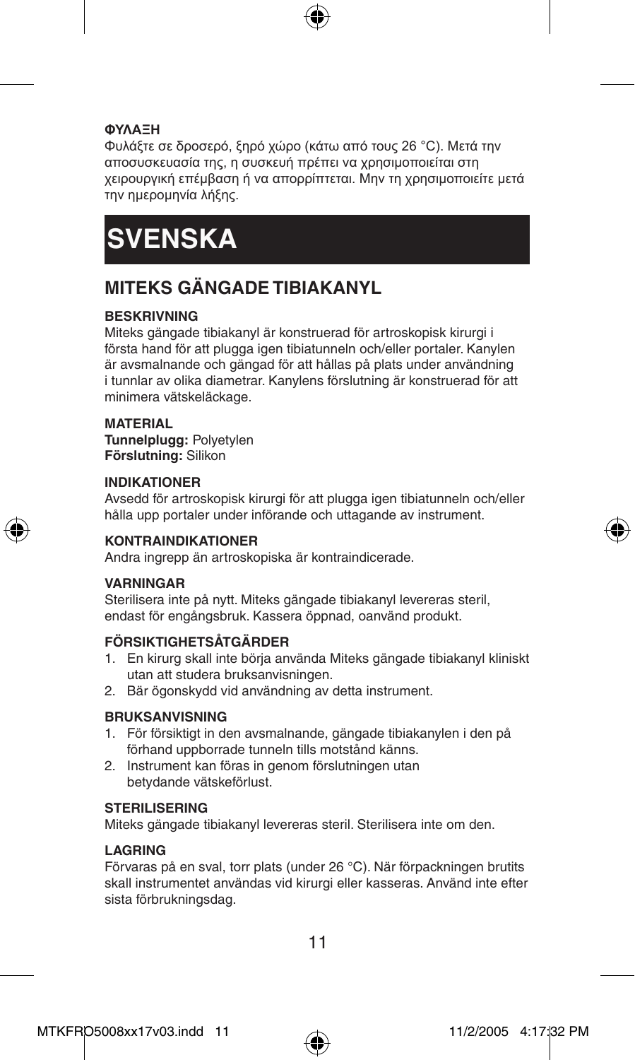**ΦΥΛΑΞΗ**

Φυλάξτε σε δροσερό, ξηρό χώρο (κάτω από τους 26 °C). Μετά την αποσυσκευασία της, η συσκευή πρέπει να χρησιμοποιείται στη χειρουργική επέμβαση ή να απορρίπτεται. Μην τη χρησιμοποιείτε μετά την ημερομηνία λήξης.

# SVENSKA

## MITEKS GÄNGADE TIBIAKANYL

**BESKRIVNING**

Miteks gängade tibiakanyl är konstruerad för artroskopisk kirurgi i första hand för att plugga igen tibiatunneln och/eller portaler. Kanylen är avsmalnande och gängad för att hållas på plats under användning i tunnlar av olika diametrar. Kanylens förslutning är konstruerad för att minimera vätskeläckage.

**MATERIAL**

**Tunnelplugg:** Polyetylen
**Förslutning:** Silikon

**INDIKATIONER**

Avsedd för artroskopisk kirurgi för att plugga igen tibiatunneln och/eller hålla upp portaler under införande och uttagande av instrument.

**KONTRAINDIKATIONER**

Andra ingrepp än artroskopiska är kontraindicerade.

**VARNINGAR**

Sterilisera inte på nytt. Miteks gängade tibiakanyl levereras steril, endast för engångsbruk. Kassera öppnad, oanvänd produkt.

**FÖRSIKTIGHETSÅTGÄRDER**

1. En kirurg skall inte börja använda Miteks gängade tibiakanyl kliniskt utan att studera bruksanvisningen.
2. Bär ögonskydd vid användning av detta instrument.

**BRUKSANVISNING**

1. För försiktigt in den avsmalnande, gängade tibiakanylen i den på förhand uppborrade tunneln tills motstånd känns.
2. Instrument kan föras in genom förslutningen utan betydande vätskeförlust.

**STERILISERING**

Miteks gängade tibiakanyl levereras steril. Sterilisera inte om den.

**LAGRING**

Förvaras på en sval, torr plats (under 26 °C). När förpackningen brutits skall instrumentet användas vid kirurgi eller kasseras. Använd inte efter sista förbrukningsdag.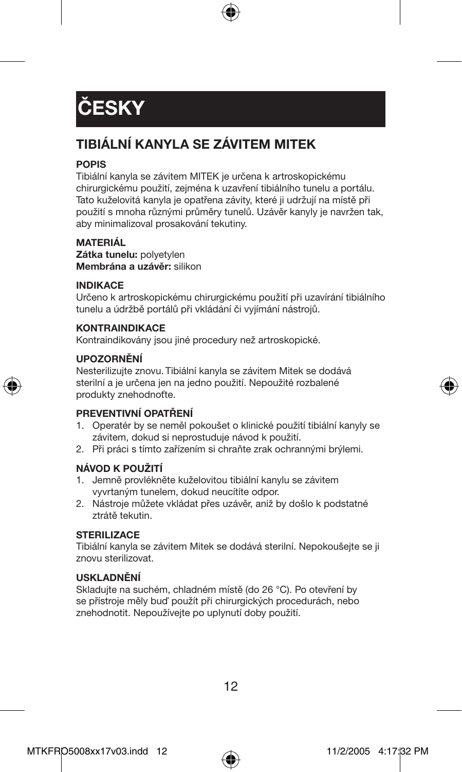# ČESKY

## TIBIÁLNÍ KANYLA SE ZÁVITEM MITEK

### POPIS

Tibiální kanyla se závitem MITEK je určena k artroskopickému chirurgickému použití, zejména k uzavření tibiálního tunelu a portálu. Tato kuželovitá kanyla je opatřena závity, které ji udržují na místě při použití s mnoha různými průměry tunelů. Uzávěr kanyly je navržen tak, aby minimalizoval prosakování tekutiny.

### MATERIÁL

**Zátka tunelu:** polyetylen
**Membrána a uzávěr:** silikon

### INDIKACE

Určeno k artroskopickému chirurgickému použití při uzavírání tibiálního tunelu a údržbě portálů při vkládání či vyjímání nástrojů.

### KONTRAINDIKACE

Kontraindikovány jsou jiné procedury než artroskopické.

### UPOZORNĚNÍ

Nesterilizujte znovu. Tibiální kanyla se závitem Mitek se dodává sterilní a je určena jen na jedno použití. Nepoužité rozbalené produkty znehodnoťte.

### PREVENTIVNÍ OPATŘENÍ

1. Operatér by se neměl pokoušet o klinické použití tibiální kanyly se závitem, dokud si neprostuduje návod k použití.
2. Při práci s tímto zařízením si chraňte zrak ochrannými brýlemi.

### NÁVOD K POUŽITÍ

1. Jemně provlékněte kuželovitou tibiální kanylu se závitem vyvrtaným tunelem, dokud neucítíte odpor.
2. Nástroje můžete vkládat přes uzávěr, aniž by došlo k podstatné ztrátě tekutin.

### STERILIZACE

Tibiální kanyla se závitem Mitek se dodává sterilní. Nepokoušejte se ji znovu sterilizovat.

### USKLADNĚNÍ

Skladujte na suchém, chladném místě (do 26 °C). Po otevření by se přístroje měly buď použít při chirurgických procedurách, nebo znehodnotit. Nepoužívejte po uplynutí doby použití.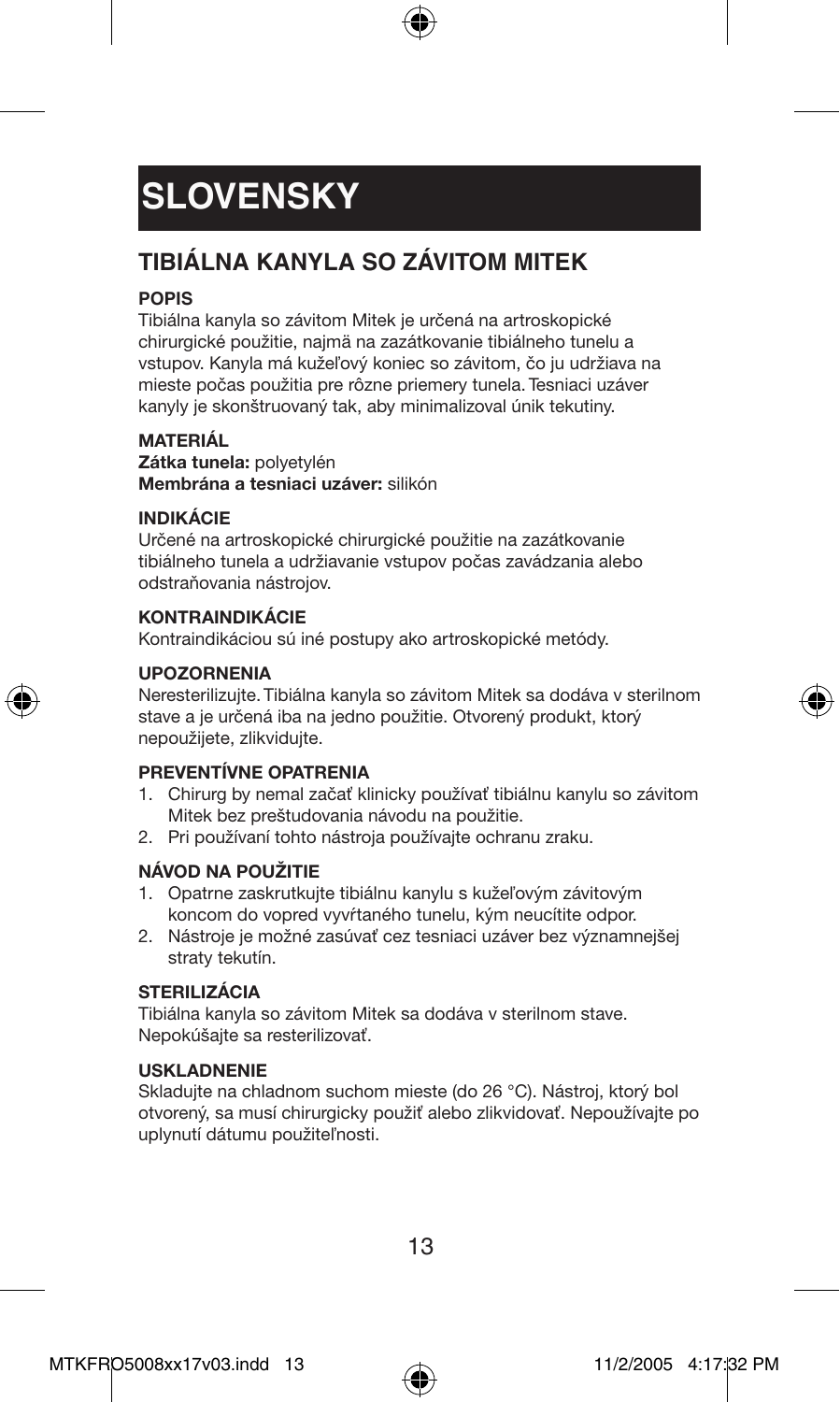# SLOVENSKY

## TIBIÁLNA KANYLA SO ZÁVITOM MITEK

### POPIS

Tibiálna kanyla so závitom Mitek je určená na artroskopické chirurgické použitie, najmä na zazátkovanie tibiálneho tunelu a vstupov. Kanyla má kužeľový koniec so závitom, čo ju udržiava na mieste počas použitia pre rôzne priemery tunela. Tesniaci uzáver kanyly je skonštruovaný tak, aby minimalizoval únik tekutiny.

### MATERIÁL

**Zátka tunela:** polyetylén
**Membrána a tesniaci uzáver:** silikón

### INDIKÁCIE

Určené na artroskopické chirurgické použitie na zazátkovanie tibiálneho tunela a udržiavanie vstupov počas zavádzania alebo odstraňovania nástrojov.

### KONTRAINDIKÁCIE

Kontraindikáciou sú iné postupy ako artroskopické metódy.

### UPOZORNENIA

Neresterilizujte. Tibiálna kanyla so závitom Mitek sa dodáva v sterilnom stave a je určená iba na jedno použitie. Otvorený produkt, ktorý nepoužijete, zlikvidujte.

### PREVENTÍVNE OPATRENIA

1. Chirurg by nemal začať klinicky používať tibiálnu kanylu so závitom Mitek bez preštudovania návodu na použitie.
2. Pri používaní tohto nástroja používajte ochranu zraku.

### NÁVOD NA POUŽITIE

1. Opatrne zaskrutkujte tibiálnu kanylu s kužeľovým závitovým koncom do vopred vyvŕtaného tunelu, kým neucítite odpor.
2. Nástroje je možné zasúvať cez tesniaci uzáver bez významnejšej straty tekutín.

### STERILIZÁCIA

Tibiálna kanyla so závitom Mitek sa dodáva v sterilnom stave. Nepokúšajte sa resterilizovať.

### USKLADNENIE

Skladujte na chladnom suchom mieste (do 26 °C). Nástroj, ktorý bol otvorený, sa musí chirurgicky použiť alebo zlikvidovať. Nepoužívajte po uplynutí dátumu použiteľnosti.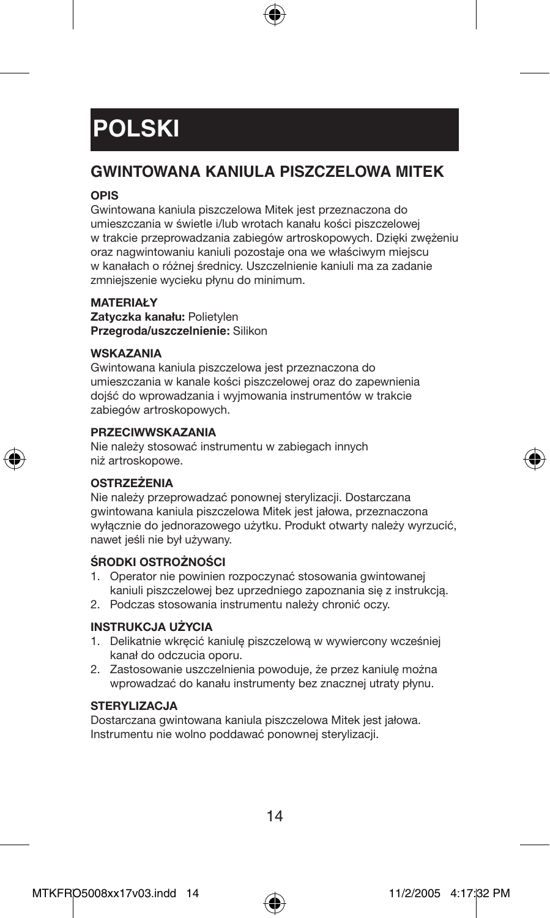# POLSKI

## GWINTOWANA KANIULA PISZCZELOWA MITEK

### OPIS

Gwintowana kaniula piszczelowa Mitek jest przeznaczona do umieszczania w świetle i/lub wrotach kanału kości piszczelowej w trakcie przeprowadzania zabiegów artroskopowych. Dzięki zwężeniu oraz nagwintowaniu kaniuli pozostaje ona we właściwym miejscu w kanałach o różnej średnicy. Uszczelnienie kaniuli ma za zadanie zmniejszenie wycieku płynu do minimum.

### MATERIAŁY

**Zatyczka kanału:** Polietylen
**Przegroda/uszczelnienie:** Silikon

### WSKAZANIA

Gwintowana kaniula piszczelowa jest przeznaczona do umieszczania w kanale kości piszczelowej oraz do zapewnienia dojść do wprowadzania i wyjmowania instrumentów w trakcie zabiegów artroskopowych.

### PRZECIWWSKAZANIA

Nie należy stosować instrumentu w zabiegach innych niż artroskopowe.

### OSTRZEŻENIA

Nie należy przeprowadzać ponownej sterylizacji. Dostarczana gwintowana kaniula piszczelowa Mitek jest jałowa, przeznaczona wyłącznie do jednorazowego użytku. Produkt otwarty należy wyrzucić, nawet jeśli nie był używany.

### ŚRODKI OSTROŻNOŚCI

1. Operator nie powinien rozpoczynać stosowania gwintowanej kaniuli piszczelowej bez uprzedniego zapoznania się z instrukcją.
2. Podczas stosowania instrumentu należy chronić oczy.

### INSTRUKCJA UŻYCIA

1. Delikatnie wkręcić kaniulę piszczelową w wywiercony wcześniej kanał do odczucia oporu.
2. Zastosowanie uszczelnienia powoduje, że przez kaniulę można wprowadzać do kanału instrumenty bez znacznej utraty płynu.

### STERYLIZACJA

Dostarczana gwintowana kaniula piszczelowa Mitek jest jałowa. Instrumentu nie wolno poddawać ponownej sterylizacji.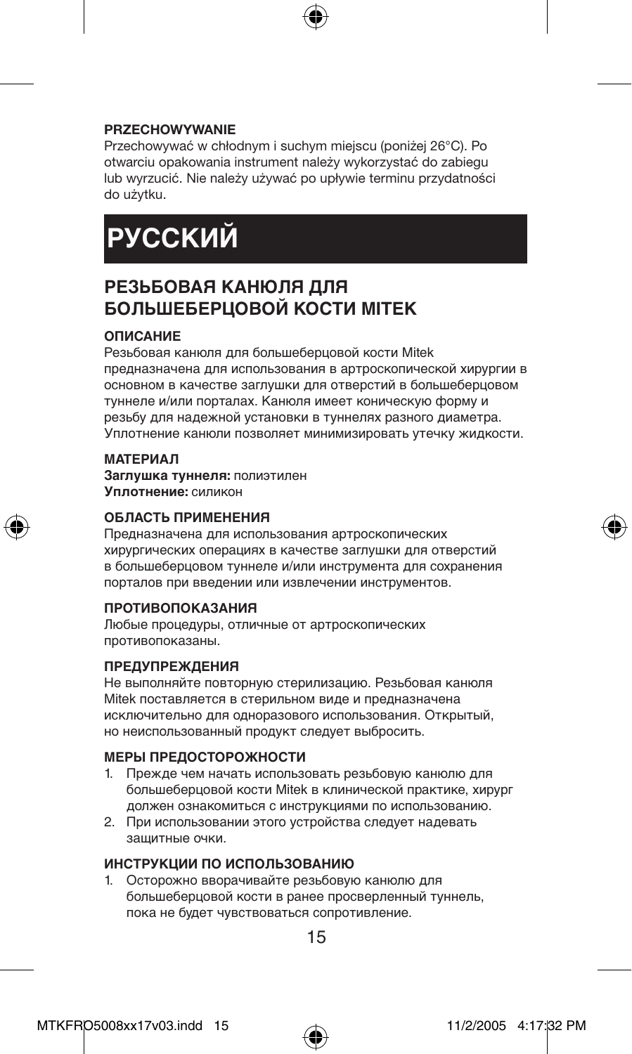**PRZECHOWYWANIE**

Przechowywać w chłodnym i suchym miejscu (poniżej 26°C). Po otwarciu opakowania instrument należy wykorzystać do zabiegu lub wyrzucić. Nie należy używać po upływie terminu przydatności do użytku.

# РУССКИЙ

## РЕЗЬБОВАЯ КАНЮЛЯ ДЛЯ БОЛЬШЕБЕРЦОВОЙ КОСТИ MITEK

**ОПИСАНИЕ**

Резьбовая канюля для большеберцовой кости Mitek предназначена для использования в артроскопической хирургии в основном в качестве заглушки для отверстий в большеберцовом туннеле и/или порталах. Канюля имеет коническую форму и резьбу для надежной установки в туннелях разного диаметра. Уплотнение канюли позволяет минимизировать утечку жидкости.

**МАТЕРИАЛ**

**Заглушка туннеля:** полиэтилен
**Уплотнение:** силикон

**ОБЛАСТЬ ПРИМЕНЕНИЯ**

Предназначена для использования артроскопических хирургических операциях в качестве заглушки для отверстий в большеберцовом туннеле и/или инструмента для сохранения порталов при введении или извлечении инструментов.

**ПРОТИВОПОКАЗАНИЯ**

Любые процедуры, отличные от артроскопических противопоказаны.

**ПРЕДУПРЕЖДЕНИЯ**

Не выполняйте повторную стерилизацию. Резьбовая канюля Mitek поставляется в стерильном виде и предназначена исключительно для одноразового использования. Открытый, но неиспользованный продукт следует выбросить.

**МЕРЫ ПРЕДОСТОРОЖНОСТИ**

1. Прежде чем начать использовать резьбовую канюлю для большеберцовой кости Mitek в клинической практике, хирург должен ознакомиться с инструкциями по использованию.
2. При использовании этого устройства следует надевать защитные очки.

**ИНСТРУКЦИИ ПО ИСПОЛЬЗОВАНИЮ**

1. Осторожно вворачивайте резьбовую канюлю для большеберцовой кости в ранее просверленный туннель, пока не будет чувствоваться сопротивление.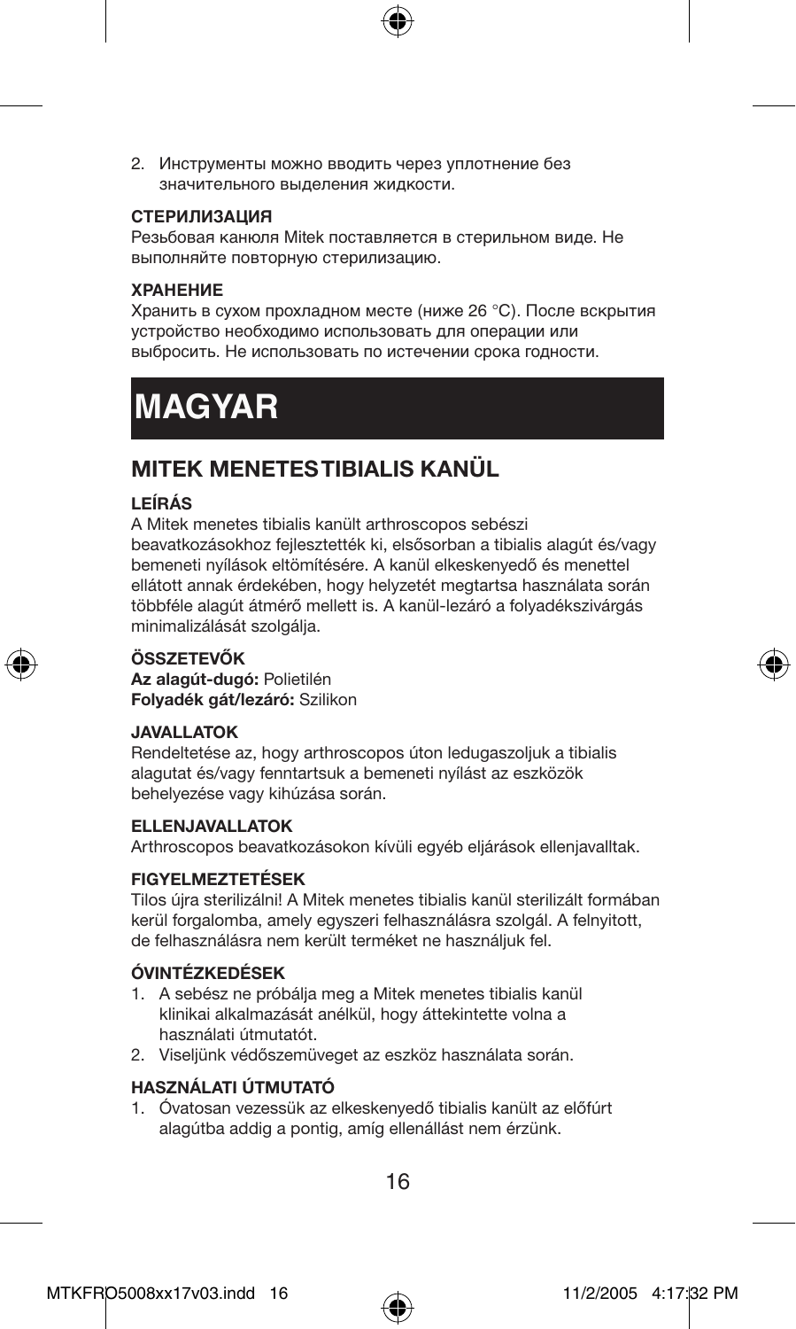2. Инструменты можно вводить через уплотнение без значительного выделения жидкости.

**СТЕРИЛИЗАЦИЯ**

Резьбовая канюля Mitek поставляется в стерильном виде. Не выполняйте повторную стерилизацию.

**ХРАНЕНИЕ**

Хранить в сухом прохладном месте (ниже 26 °C). После вскрытия устройство необходимо использовать для операции или выбросить. Не использовать по истечении срока годности.

# MAGYAR

## MITEK MENETES TIBIALIS KANÜL

**LEÍRÁS**

A Mitek menetes tibialis kanült arthroscopos sebészi beavatkozásokhoz fejlesztették ki, elsősorban a tibialis alagút és/vagy bemeneti nyílások eltömítésére. A kanül elkeskenyedő és menettel ellátott annak érdekében, hogy helyzetét megtartsa használata során többféle alagút átmérő mellett is. A kanül-lezáró a folyadékszivárgás minimalizálását szolgálja.

**ÖSSZETEVŐK**

**Az alagút-dugó:** Polietilén
**Folyadék gát/lezáró:** Szilikon

**JAVALLATOK**

Rendeltetése az, hogy arthroscopos úton ledugaszoljuk a tibialis alagutat és/vagy fenntartsuk a bemeneti nyílást az eszközök behelyezése vagy kihúzása során.

**ELLENJAVALLATOK**

Arthroscopos beavatkozásokon kívüli egyéb eljárások ellenjavalltak.

**FIGYELMEZTETÉSEK**

Tilos újra sterilizálni! A Mitek menetes tibialis kanül sterilizált formában kerül forgalomba, amely egyszeri felhasználásra szolgál. A felnyitott, de felhasználásra nem került terméket ne használjuk fel.

**ÓVINTÉZKEDÉSEK**

1. A sebész ne próbálja meg a Mitek menetes tibialis kanül klinikai alkalmazását anélkül, hogy áttekintette volna a használati útmutatót.
2. Viseljünk védőszemüveget az eszköz használata során.

**HASZNÁLATI ÚTMUTATÓ**

1. Óvatosan vezessük az elkeskenyedő tibialis kanült az előfúrt alagútba addig a pontig, amíg ellenállást nem érzünk.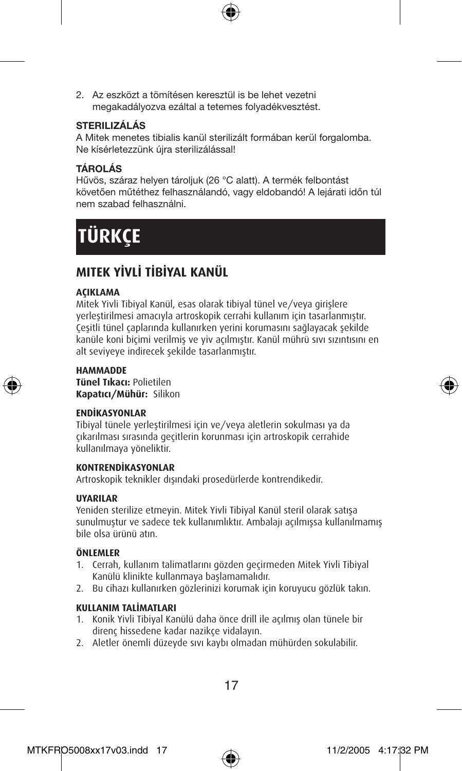2. Az eszközt a tömítésen keresztül is be lehet vezetni megakadályozva ezáltal a tetemes folyadékvesztést.

**STERILIZÁLÁS**

A Mitek menetes tibialis kanül sterilizált formában kerül forgalomba. Ne kísérletezzünk újra sterilizálással!

**TÁROLÁS**

Hűvös, száraz helyen tároljuk (26 °C alatt). A termék felbontást követően műtéthez felhasználandó, vagy eldobandó! A lejárati időn túl nem szabad felhasználni.

# TÜRKÇE

## MITEK YİVLİ TİBİYAL KANÜL

**AÇIKLAMA**

Mitek Yivli Tibiyal Kanül, esas olarak tibiyal tünel ve/veya girişlere yerleştirilmesi amacıyla artroskopik cerrahi kullanım için tasarlanmıştır. Çeşitli tünel çaplarında kullanırken yerini korumasını sağlayacak şekilde kanüle koni biçimi verilmiş ve yiv açılmıştır. Kanül mührü sıvı sızıntısını en alt seviyeye indirecek şekilde tasarlanmıştır.

**HAMMADDE**

**Tünel Tıkacı:** Polietilen
**Kapatıcı/Mühür:** Silikon

**ENDİKASYONLAR**

Tibiyal tünele yerleştirilmesi için ve/veya aletlerin sokulması ya da çıkarılması sırasında geçitlerin korunması için artroskopik cerrahide kullanılmaya yöneliktir.

**KONTRENDİKASYONLAR**

Artroskopik teknikler dışındaki prosedürlerde kontrendikedir.

**UYARILAR**

Yeniden sterilize etmeyin. Mitek Yivli Tibiyal Kanül steril olarak satışa sunulmuştur ve sadece tek kullanımlıktır. Ambalajı açılmışsa kullanılmamış bile olsa ürünü atın.

**ÖNLEMLER**

1. Cerrah, kullanım talimatlarını gözden geçirmeden Mitek Yivli Tibiyal Kanülü klinikte kullanmaya başlamamalıdır.
2. Bu cihazı kullanırken gözlerinizi korumak için koruyucu gözlük takın.

**KULLANIM TALİMATLARI**

1. Konik Yivli Tibiyal Kanülü daha önce drill ile açılmış olan tünele bir direnç hissedene kadar nazikçe vidalayın.
2. Aletler önemli düzeyde sıvı kaybı olmadan mühürden sokulabilir.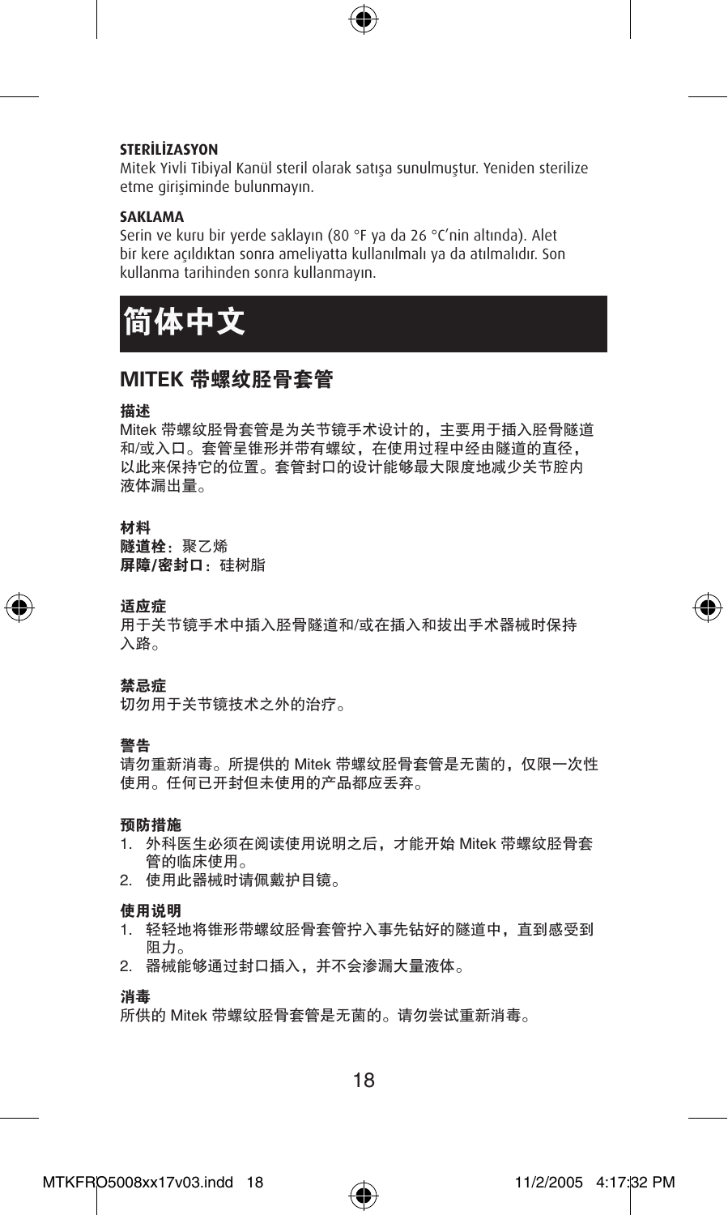**STERİLİZASYON**
Mitek Yivli Tibiyal Kanül steril olarak satışa sunulmuştur. Yeniden sterilize etme girişiminde bulunmayın.

**SAKLAMA**
Serin ve kuru bir yerde saklayın (80 °F ya da 26 °C'nin altında). Alet bir kere açıldıktan sonra ameliyatta kullanılmalı ya da atılmalıdır. Son kullanma tarihinden sonra kullanmayın.

# 简体中文

## MITEK 带螺纹胫骨套管

**描述**
Mitek 带螺纹胫骨套管是为关节镜手术设计的，主要用于插入胫骨隧道和/或入口。套管呈锥形并带有螺纹，在使用过程中经由隧道的直径，以此来保持它的位置。套管封口的设计能够最大限度地减少关节腔内液体漏出量。

**材料**
**隧道栓**：聚乙烯
**屏障/密封口**：硅树脂

**适应症**
用于关节镜手术中插入胫骨隧道和/或在插入和拔出手术器械时保持入路。

**禁忌症**
切勿用于关节镜技术之外的治疗。

**警告**
请勿重新消毒。所提供的 Mitek 带螺纹胫骨套管是无菌的，仅限一次性使用。任何已开封但未使用的产品都应丢弃。

**预防措施**
1. 外科医生必须在阅读使用说明之后，才能开始 Mitek 带螺纹胫骨套管的临床使用。
2. 使用此器械时请佩戴护目镜。

**使用说明**
1. 轻轻地将锥形带螺纹胫骨套管拧入事先钻好的隧道中，直到感受到阻力。
2. 器械能够通过封口插入，并不会渗漏大量液体。

**消毒**
所供的 Mitek 带螺纹胫骨套管是无菌的。请勿尝试重新消毒。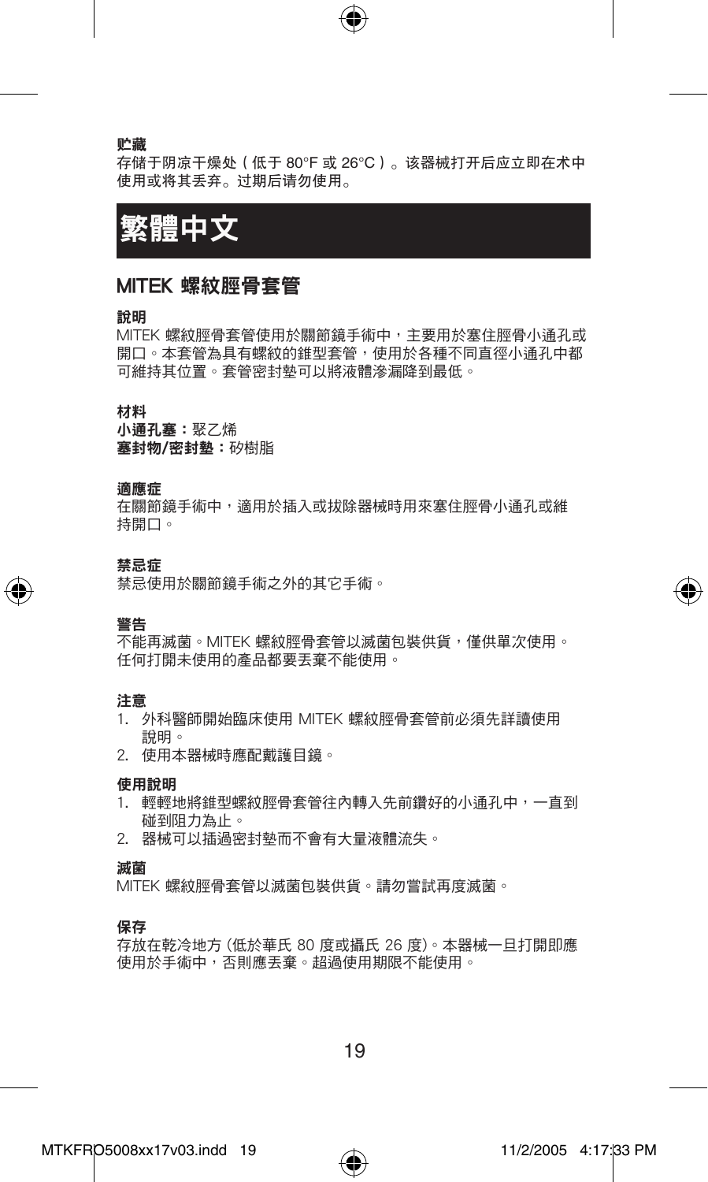**贮藏**

存储于阴凉干燥处（低于 80°F 或 26°C）。该器械打开后应立即在术中使用或将其丢弃。过期后请勿使用。

# 繁體中文

## MITEK 螺紋脛骨套管

**說明**

MITEK 螺紋脛骨套管使用於關節鏡手術中，主要用於塞住脛骨小通孔或開口。本套管為具有螺紋的錐型套管，使用於各種不同直徑小通孔中都可維持其位置。套管密封墊可以將液體滲漏降到最低。

**材料**

**小通孔塞：**聚乙烯
**塞封物/密封墊：**矽樹脂

**適應症**

在關節鏡手術中，適用於插入或拔除器械時用來塞住脛骨小通孔或維持開口。

**禁忌症**

禁忌使用於關節鏡手術之外的其它手術。

**警告**

不能再滅菌。MITEK 螺紋脛骨套管以滅菌包裝供貨，僅供單次使用。任何打開未使用的產品都要丟棄不能使用。

**注意**

1. 外科醫師開始臨床使用 MITEK 螺紋脛骨套管前必須先詳讀使用說明。
2. 使用本器械時應配戴護目鏡。

**使用說明**

1. 輕輕地將錐型螺紋脛骨套管往內轉入先前鑽好的小通孔中，一直到碰到阻力為止。
2. 器械可以插過密封墊而不會有大量液體流失。

**滅菌**

MITEK 螺紋脛骨套管以滅菌包裝供貨。請勿嘗試再度滅菌。

**保存**

存放在乾冷地方 (低於華氏 80 度或攝氏 26 度)。本器械一旦打開即應使用於手術中，否則應丟棄。超過使用期限不能使用。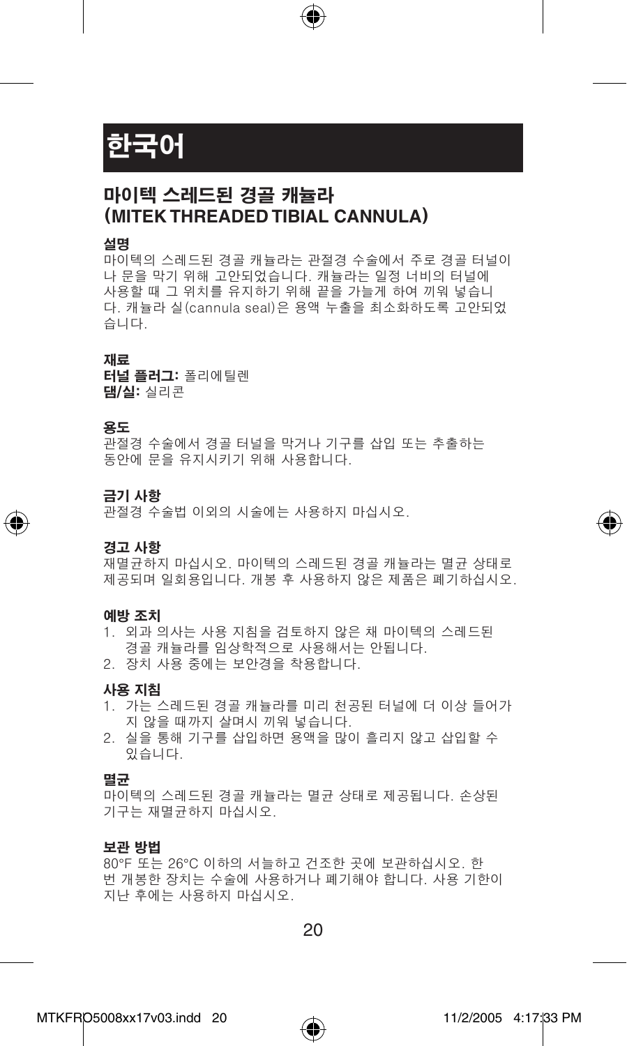# 한국어

## 마이텍 스레드된 경골 캐뉼라 (MITEK THREADED TIBIAL CANNULA)

### 설명

마이텍의 스레드된 경골 캐뉼라는 관절경 수술에서 주로 경골 터널이나 문을 막기 위해 고안되었습니다. 캐뉼라는 일정 너비의 터널에 사용할 때 그 위치를 유지하기 위해 끝을 가늘게 하여 끼워 넣습니다. 캐뉼라 실(cannula seal)은 용액 누출을 최소화하도록 고안되었습니다.

### 재료

**터널 플러그:** 폴리에틸렌
**댐/실:** 실리콘

### 용도

관절경 수술에서 경골 터널을 막거나 기구를 삽입 또는 추출하는 동안에 문을 유지시키기 위해 사용합니다.

### 금기 사항

관절경 수술법 이외의 시술에는 사용하지 마십시오.

### 경고 사항

재멸균하지 마십시오. 마이텍의 스레드된 경골 캐뉼라는 멸균 상태로 제공되며 일회용입니다. 개봉 후 사용하지 않은 제품은 폐기하십시오.

### 예방 조치

1. 외과 의사는 사용 지침을 검토하지 않은 채 마이텍의 스레드된 경골 캐뉼라를 임상학적으로 사용해서는 안됩니다.
2. 장치 사용 중에는 보안경을 착용합니다.

### 사용 지침

1. 가는 스레드된 경골 캐뉼라를 미리 천공된 터널에 더 이상 들어가지 않을 때까지 살며시 끼워 넣습니다.
2. 실을 통해 기구를 삽입하면 용액을 많이 흘리지 않고 삽입할 수 있습니다.

### 멸균

마이텍의 스레드된 경골 캐뉼라는 멸균 상태로 제공됩니다. 손상된 기구는 재멸균하지 마십시오.

### 보관 방법

80°F 또는 26°C 이하의 서늘하고 건조한 곳에 보관하십시오. 한 번 개봉한 장치는 수술에 사용하거나 폐기해야 합니다. 사용 기한이 지난 후에는 사용하지 마십시오.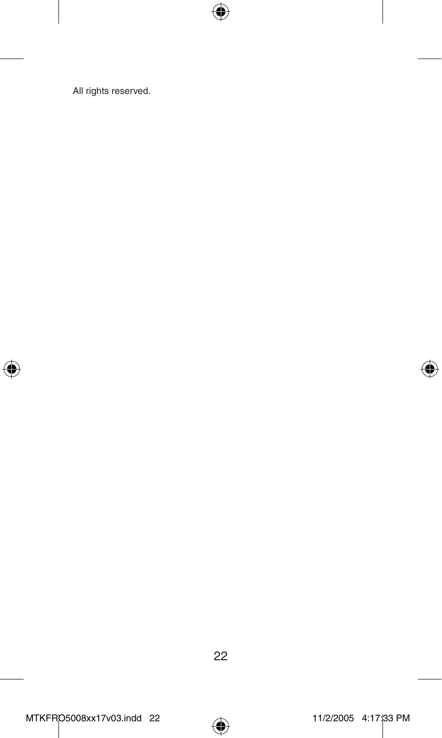All rights reserved.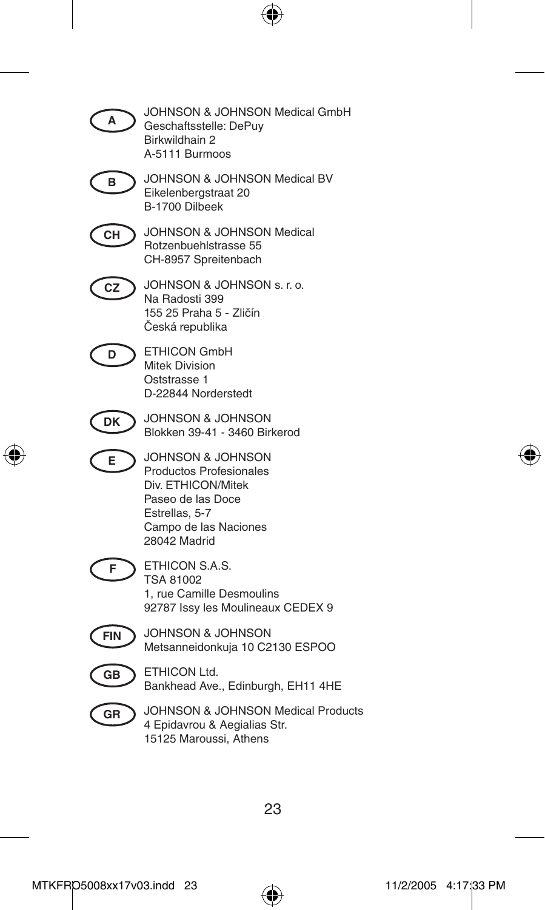**A** JOHNSON & JOHNSON Medical GmbH
Geschaftsstelle: DePuy
Birkwildhain 2
A-5111 Burmoos

**B** JOHNSON & JOHNSON Medical BV
Eikelenbergstraat 20
B-1700 Dilbeek

**CH** JOHNSON & JOHNSON Medical
Rotzenbuehlstrasse 55
CH-8957 Spreitenbach

**CZ** JOHNSON & JOHNSON s. r. o.
Na Radosti 399
155 25 Praha 5 - Zličín
Česká republika

**D** ETHICON GmbH
Mitek Division
Oststrasse 1
D-22844 Norderstedt

**DK** JOHNSON & JOHNSON
Blokken 39-41 - 3460 Birkerod

**E** JOHNSON & JOHNSON
Productos Profesionales
Div. ETHICON/Mitek
Paseo de las Doce
Estrellas, 5-7
Campo de las Naciones
28042 Madrid

**F** ETHICON S.A.S.
TSA 81002
1, rue Camille Desmoulins
92787 Issy les Moulineaux CEDEX 9

**FIN** JOHNSON & JOHNSON
Metsanneidonkuja 10 C2130 ESPOO

**GB** ETHICON Ltd.
Bankhead Ave., Edinburgh, EH11 4HE

**GR** JOHNSON & JOHNSON Medical Products
4 Epidavrou & Aegialias Str.
15125 Maroussi, Athens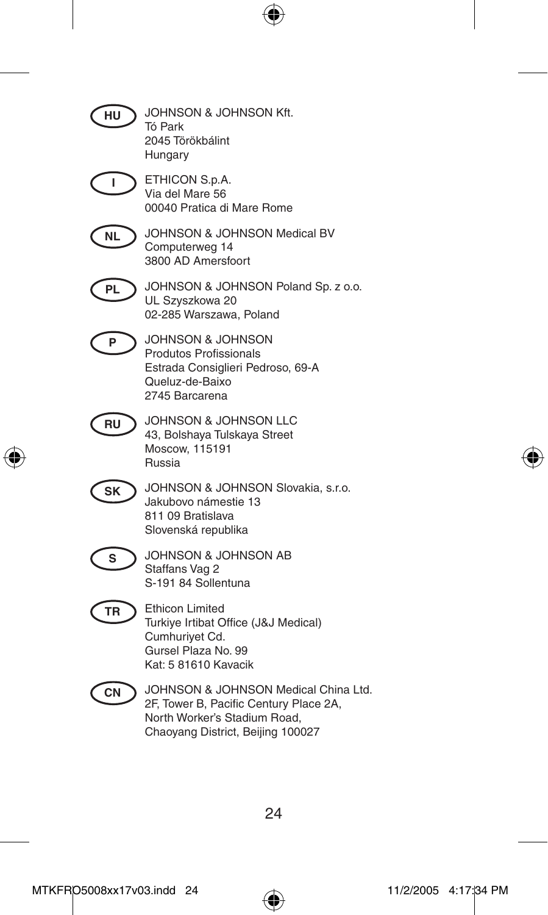**HU** JOHNSON & JOHNSON Kft.
Tó Park
2045 Törökbálint
Hungary

**I** ETHICON S.p.A.
Via del Mare 56
00040 Pratica di Mare Rome

**NL** JOHNSON & JOHNSON Medical BV
Computerweg 14
3800 AD Amersfoort

**PL** JOHNSON & JOHNSON Poland Sp. z o.o.
UL Szyszkowa 20
02-285 Warszawa, Poland

**P** JOHNSON & JOHNSON
Produtos Profissionals
Estrada Consiglieri Pedroso, 69-A
Queluz-de-Baixo
2745 Barcarena

**RU** JOHNSON & JOHNSON LLC
43, Bolshaya Tulskaya Street
Moscow, 115191
Russia

**SK** JOHNSON & JOHNSON Slovakia, s.r.o.
Jakubovo námestie 13
811 09 Bratislava
Slovenská republika

**S** JOHNSON & JOHNSON AB
Staffans Vag 2
S-191 84 Sollentuna

**TR** Ethicon Limited
Turkiye Irtibat Office (J&J Medical)
Cumhuriyet Cd.
Gursel Plaza No. 99
Kat: 5 81610 Kavacik

**CN** JOHNSON & JOHNSON Medical China Ltd.
2F, Tower B, Pacific Century Place 2A,
North Worker's Stadium Road,
Chaoyang District, Beijing 100027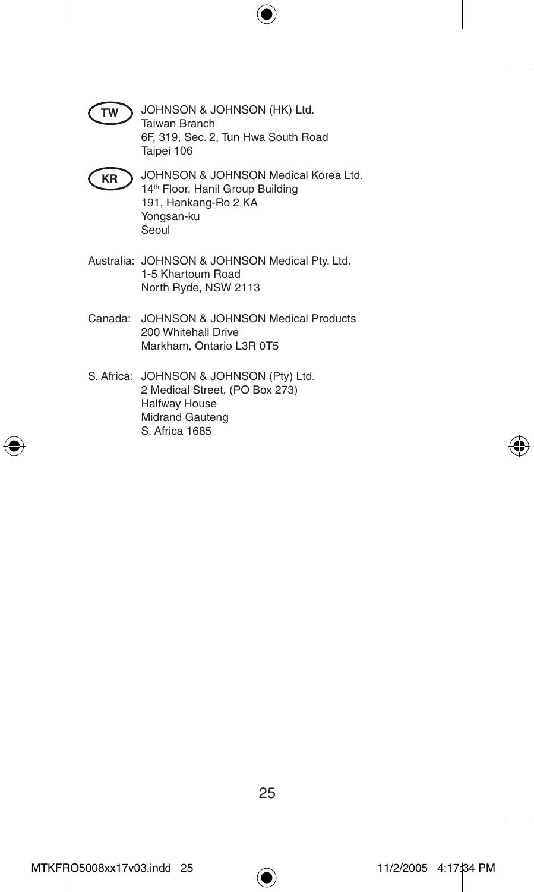TW JOHNSON & JOHNSON (HK) Ltd.
Taiwan Branch
6F, 319, Sec. 2, Tun Hwa South Road
Taipei 106

KR JOHNSON & JOHNSON Medical Korea Ltd.
14th Floor, Hanil Group Building
191, Hankang-Ro 2 KA
Yongsan-ku
Seoul

Australia: JOHNSON & JOHNSON Medical Pty. Ltd.
1-5 Khartoum Road
North Ryde, NSW 2113

Canada: JOHNSON & JOHNSON Medical Products
200 Whitehall Drive
Markham, Ontario L3R 0T5

S. Africa: JOHNSON & JOHNSON (Pty) Ltd.
2 Medical Street, (PO Box 273)
Halfway House
Midrand Gauteng
S. Africa 1685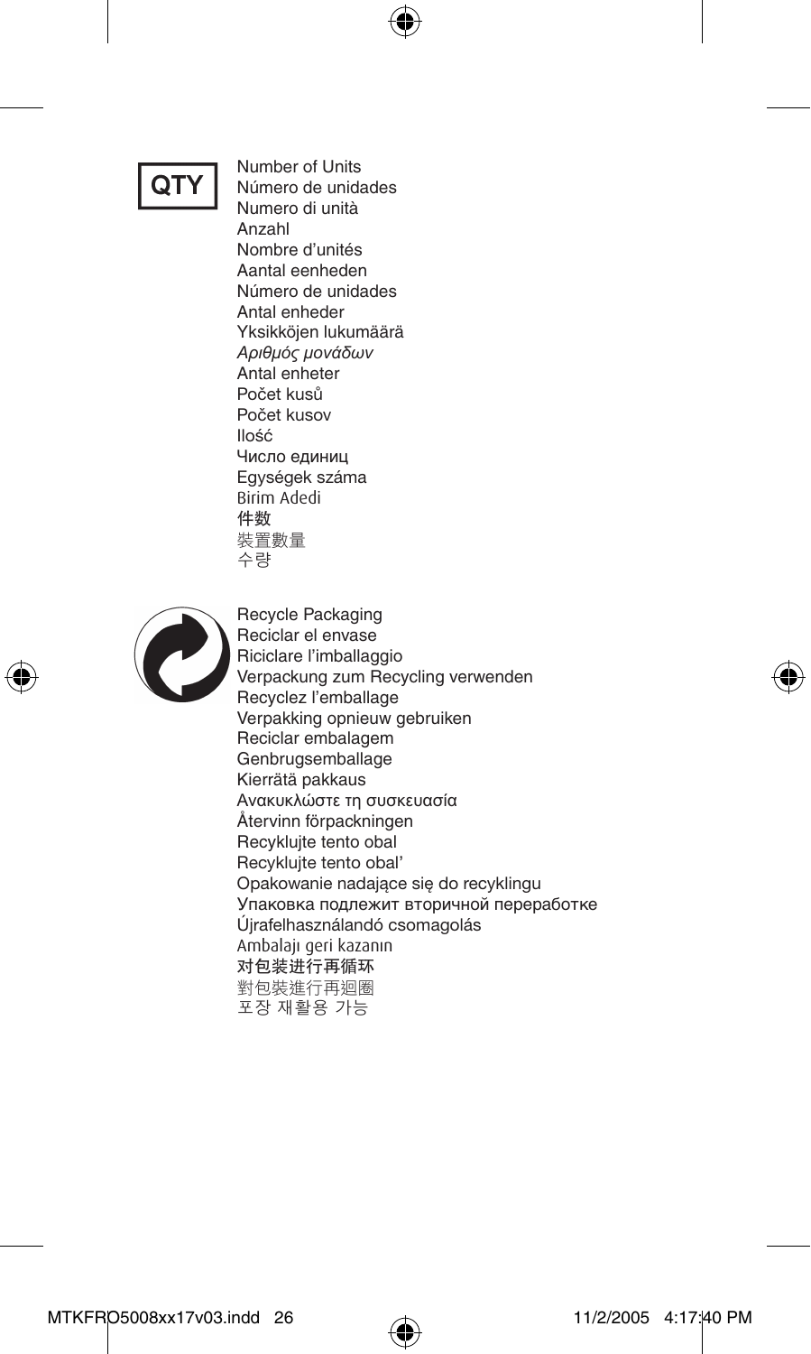QTY

Number of Units
Número de unidades
Numero di unità
Anzahl
Nombre d'unités
Aantal eenheden
Número de unidades
Antal enheder
Yksikköjen lukumäärä
*Αριθμός μονάδων*
Antal enheter
Počet kusů
Počet kusov
Ilość
Число единиц
Egységek száma
Birim Adedi
件数
裝置數量
수량

Recycle Packaging
Reciclar el envase
Riciclare l'imballaggio
Verpackung zum Recycling verwenden
Recyclez l'emballage
Verpakking opnieuw gebruiken
Reciclar embalagem
Genbrugsemballage
Kierrätä pakkaus
Ανακυκλώστε τη συσκευασία
Återvinn förpackningen
Recyklujte tento obal
Recyklujte tento obal'
Opakowanie nadające się do recyklingu
Упаковка подлежит вторичной переработке
Újrafelhasználandó csomagolás
Ambalajı geri kazanın
对包装进行再循环
對包裝進行再迴圈
포장 재활용 가능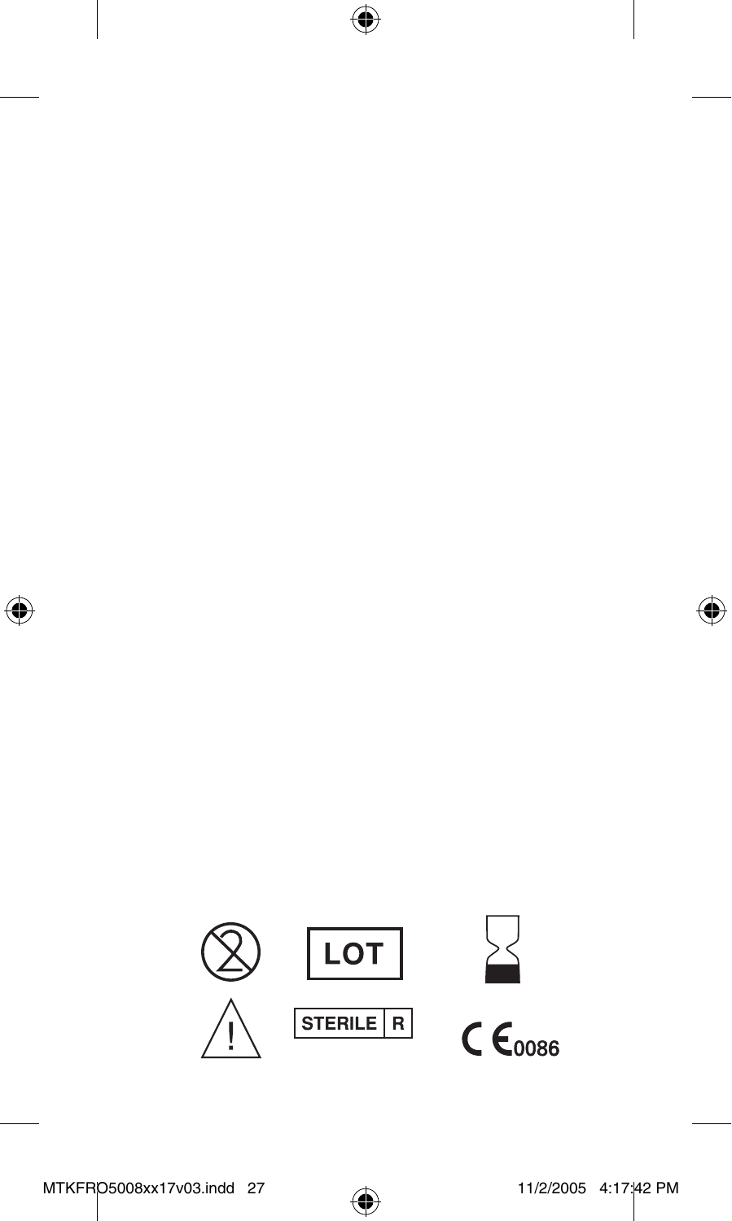LOT

STERILE R

CE 0086